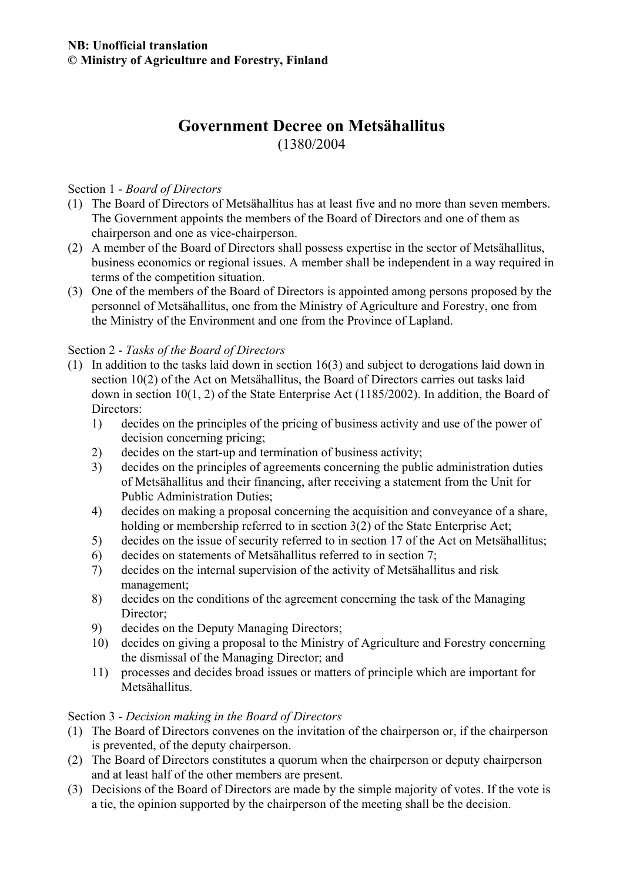**NB: Unofficial translation**
**© Ministry of Agriculture and Forestry, Finland**

# Government Decree on Metsähallitus

(1380/2004

Section 1 - *Board of Directors*

(1) The Board of Directors of Metsähallitus has at least five and no more than seven members. The Government appoints the members of the Board of Directors and one of them as chairperson and one as vice-chairperson.

(2) A member of the Board of Directors shall possess expertise in the sector of Metsähallitus, business economics or regional issues. A member shall be independent in a way required in terms of the competition situation.

(3) One of the members of the Board of Directors is appointed among persons proposed by the personnel of Metsähallitus, one from the Ministry of Agriculture and Forestry, one from the Ministry of the Environment and one from the Province of Lapland.

Section 2 - *Tasks of the Board of Directors*

(1) In addition to the tasks laid down in section 16(3) and subject to derogations laid down in section 10(2) of the Act on Metsähallitus, the Board of Directors carries out tasks laid down in section 10(1, 2) of the State Enterprise Act (1185/2002). In addition, the Board of Directors:

   1) decides on the principles of the pricing of business activity and use of the power of decision concerning pricing;
   2) decides on the start-up and termination of business activity;
   3) decides on the principles of agreements concerning the public administration duties of Metsähallitus and their financing, after receiving a statement from the Unit for Public Administration Duties;
   4) decides on making a proposal concerning the acquisition and conveyance of a share, holding or membership referred to in section 3(2) of the State Enterprise Act;
   5) decides on the issue of security referred to in section 17 of the Act on Metsähallitus;
   6) decides on statements of Metsähallitus referred to in section 7;
   7) decides on the internal supervision of the activity of Metsähallitus and risk management;
   8) decides on the conditions of the agreement concerning the task of the Managing Director;
   9) decides on the Deputy Managing Directors;
   10) decides on giving a proposal to the Ministry of Agriculture and Forestry concerning the dismissal of the Managing Director; and
   11) processes and decides broad issues or matters of principle which are important for Metsähallitus.

Section 3 - *Decision making in the Board of Directors*

(1) The Board of Directors convenes on the invitation of the chairperson or, if the chairperson is prevented, of the deputy chairperson.

(2) The Board of Directors constitutes a quorum when the chairperson or deputy chairperson and at least half of the other members are present.

(3) Decisions of the Board of Directors are made by the simple majority of votes. If the vote is a tie, the opinion supported by the chairperson of the meeting shall be the decision.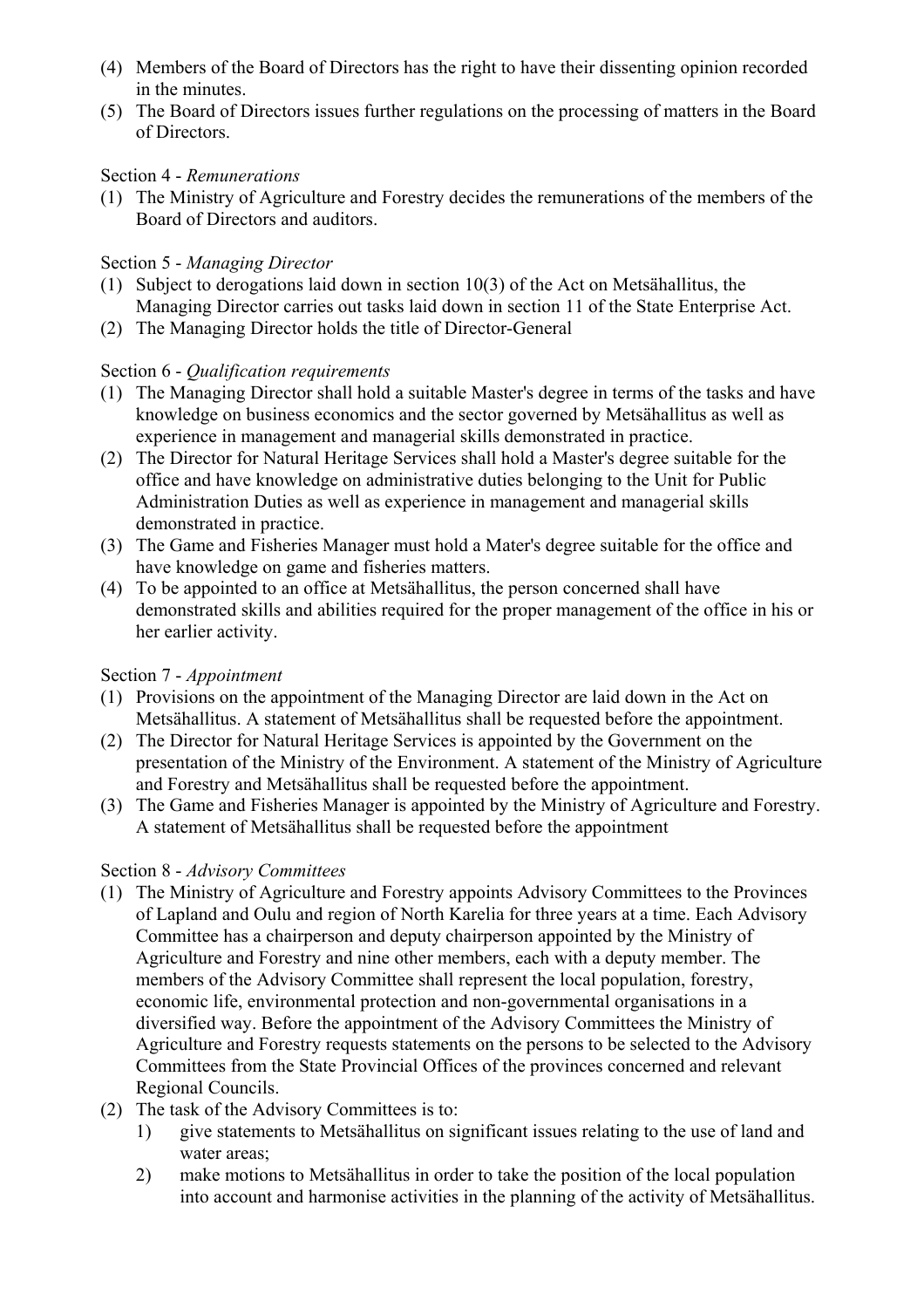(4) Members of the Board of Directors has the right to have their dissenting opinion recorded in the minutes.
(5) The Board of Directors issues further regulations on the processing of matters in the Board of Directors.

Section 4 - *Remunerations*

(1) The Ministry of Agriculture and Forestry decides the remunerations of the members of the Board of Directors and auditors.

Section 5 - *Managing Director*

(1) Subject to derogations laid down in section 10(3) of the Act on Metsähallitus, the Managing Director carries out tasks laid down in section 11 of the State Enterprise Act.
(2) The Managing Director holds the title of Director-General

Section 6 - *Qualification requirements*

(1) The Managing Director shall hold a suitable Master's degree in terms of the tasks and have knowledge on business economics and the sector governed by Metsähallitus as well as experience in management and managerial skills demonstrated in practice.
(2) The Director for Natural Heritage Services shall hold a Master's degree suitable for the office and have knowledge on administrative duties belonging to the Unit for Public Administration Duties as well as experience in management and managerial skills demonstrated in practice.
(3) The Game and Fisheries Manager must hold a Mater's degree suitable for the office and have knowledge on game and fisheries matters.
(4) To be appointed to an office at Metsähallitus, the person concerned shall have demonstrated skills and abilities required for the proper management of the office in his or her earlier activity.

Section 7 - *Appointment*

(1) Provisions on the appointment of the Managing Director are laid down in the Act on Metsähallitus. A statement of Metsähallitus shall be requested before the appointment.
(2) The Director for Natural Heritage Services is appointed by the Government on the presentation of the Ministry of the Environment. A statement of the Ministry of Agriculture and Forestry and Metsähallitus shall be requested before the appointment.
(3) The Game and Fisheries Manager is appointed by the Ministry of Agriculture and Forestry. A statement of Metsähallitus shall be requested before the appointment

Section 8 - *Advisory Committees*

(1) The Ministry of Agriculture and Forestry appoints Advisory Committees to the Provinces of Lapland and Oulu and region of North Karelia for three years at a time. Each Advisory Committee has a chairperson and deputy chairperson appointed by the Ministry of Agriculture and Forestry and nine other members, each with a deputy member. The members of the Advisory Committee shall represent the local population, forestry, economic life, environmental protection and non-governmental organisations in a diversified way. Before the appointment of the Advisory Committees the Ministry of Agriculture and Forestry requests statements on the persons to be selected to the Advisory Committees from the State Provincial Offices of the provinces concerned and relevant Regional Councils.
(2) The task of the Advisory Committees is to:
    1) give statements to Metsähallitus on significant issues relating to the use of land and water areas;
    2) make motions to Metsähallitus in order to take the position of the local population into account and harmonise activities in the planning of the activity of Metsähallitus.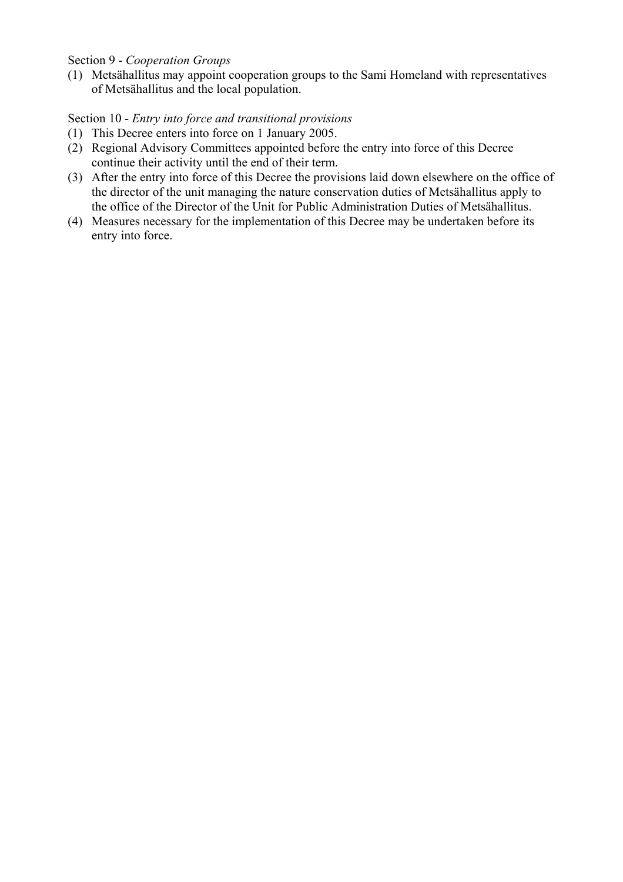Section 9 - *Cooperation Groups*

(1) Metsähallitus may appoint cooperation groups to the Sami Homeland with representatives of Metsähallitus and the local population.

Section 10 - *Entry into force and transitional provisions*

(1) This Decree enters into force on 1 January 2005.
(2) Regional Advisory Committees appointed before the entry into force of this Decree continue their activity until the end of their term.
(3) After the entry into force of this Decree the provisions laid down elsewhere on the office of the director of the unit managing the nature conservation duties of Metsähallitus apply to the office of the Director of the Unit for Public Administration Duties of Metsähallitus.
(4) Measures necessary for the implementation of this Decree may be undertaken before its entry into force.